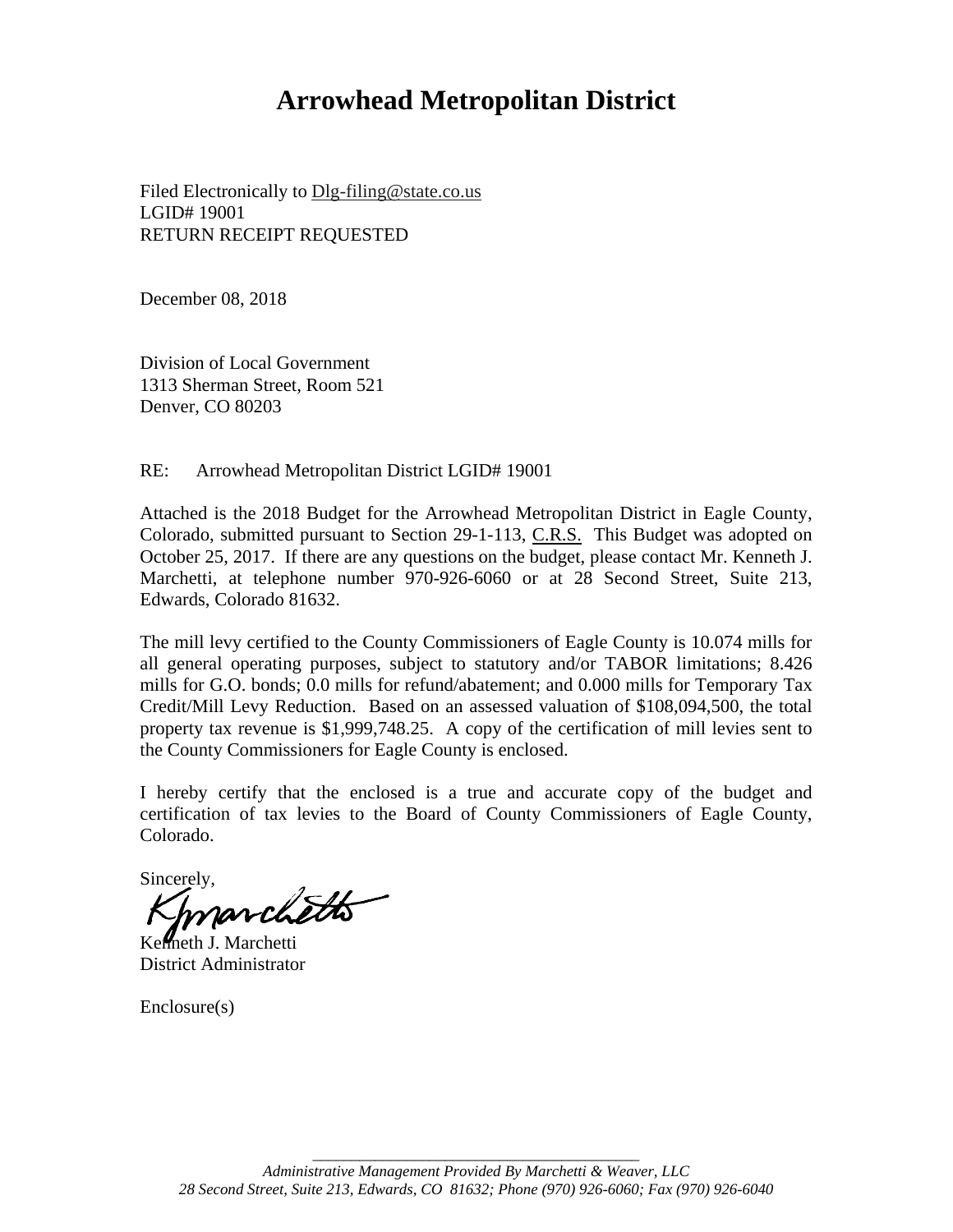# Arrowhead Metropolitan District

Filed Electronically to Dlg-filing@state.co.us
LGID# 19001
RETURN RECEIPT REQUESTED

December 08, 2018

Division of Local Government
1313 Sherman Street, Room 521
Denver, CO 80203

RE: Arrowhead Metropolitan District LGID# 19001

Attached is the 2018 Budget for the Arrowhead Metropolitan District in Eagle County, Colorado, submitted pursuant to Section 29-1-113, C.R.S. This Budget was adopted on October 25, 2017. If there are any questions on the budget, please contact Mr. Kenneth J. Marchetti, at telephone number 970-926-6060 or at 28 Second Street, Suite 213, Edwards, Colorado 81632.

The mill levy certified to the County Commissioners of Eagle County is 10.074 mills for all general operating purposes, subject to statutory and/or TABOR limitations; 8.426 mills for G.O. bonds; 0.0 mills for refund/abatement; and 0.000 mills for Temporary Tax Credit/Mill Levy Reduction. Based on an assessed valuation of $108,094,500, the total property tax revenue is $1,999,748.25. A copy of the certification of mill levies sent to the County Commissioners for Eagle County is enclosed.

I hereby certify that the enclosed is a true and accurate copy of the budget and certification of tax levies to the Board of County Commissioners of Eagle County, Colorado.

Sincerely,

Kenneth J. Marchetti
District Administrator

Enclosure(s)

*Administrative Management Provided By Marchetti & Weaver, LLC*
*28 Second Street, Suite 213, Edwards, CO 81632; Phone (970) 926-6060; Fax (970) 926-6040*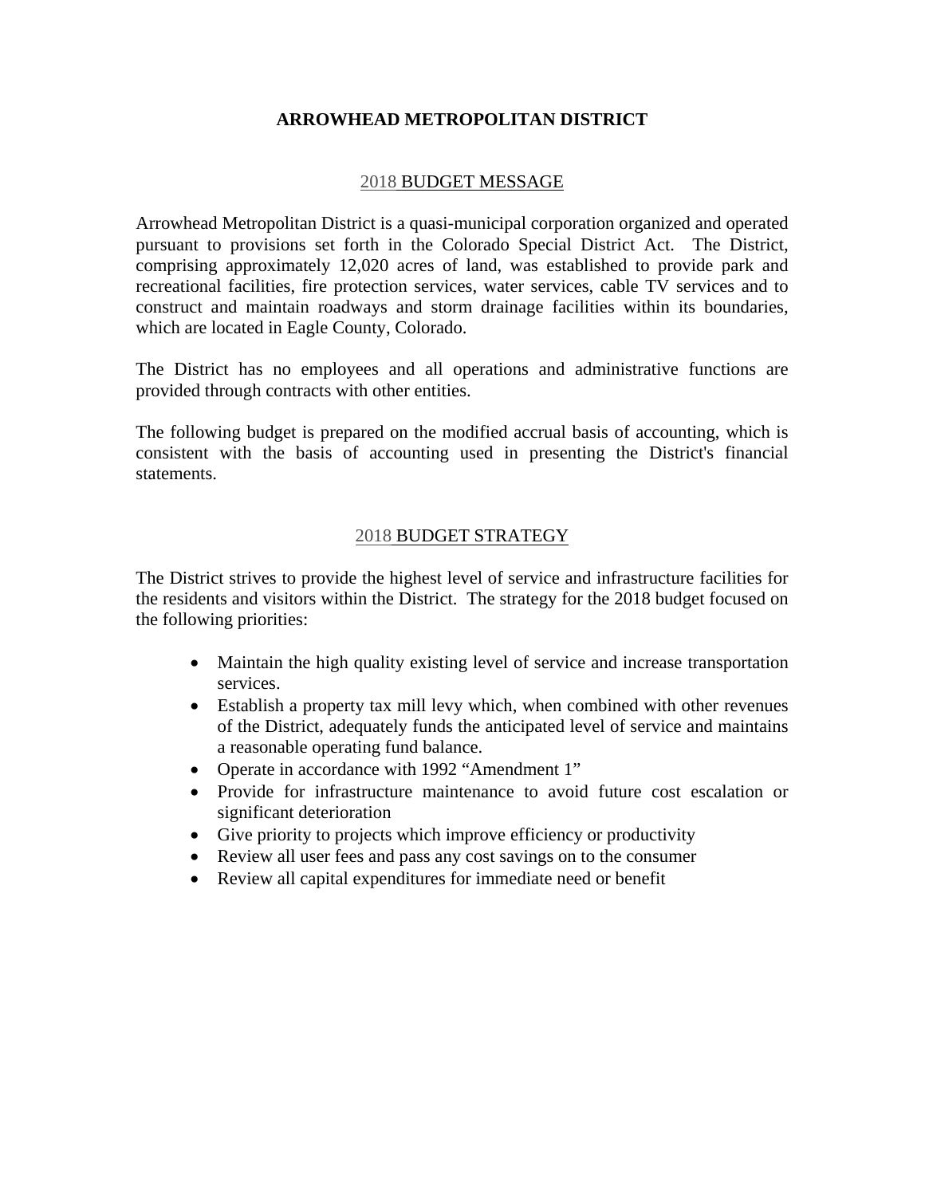# ARROWHEAD METROPOLITAN DISTRICT

## 2018 BUDGET MESSAGE

Arrowhead Metropolitan District is a quasi-municipal corporation organized and operated pursuant to provisions set forth in the Colorado Special District Act. The District, comprising approximately 12,020 acres of land, was established to provide park and recreational facilities, fire protection services, water services, cable TV services and to construct and maintain roadways and storm drainage facilities within its boundaries, which are located in Eagle County, Colorado.

The District has no employees and all operations and administrative functions are provided through contracts with other entities.

The following budget is prepared on the modified accrual basis of accounting, which is consistent with the basis of accounting used in presenting the District's financial statements.

## 2018 BUDGET STRATEGY

The District strives to provide the highest level of service and infrastructure facilities for the residents and visitors within the District. The strategy for the 2018 budget focused on the following priorities:

- Maintain the high quality existing level of service and increase transportation services.
- Establish a property tax mill levy which, when combined with other revenues of the District, adequately funds the anticipated level of service and maintains a reasonable operating fund balance.
- Operate in accordance with 1992 "Amendment 1"
- Provide for infrastructure maintenance to avoid future cost escalation or significant deterioration
- Give priority to projects which improve efficiency or productivity
- Review all user fees and pass any cost savings on to the consumer
- Review all capital expenditures for immediate need or benefit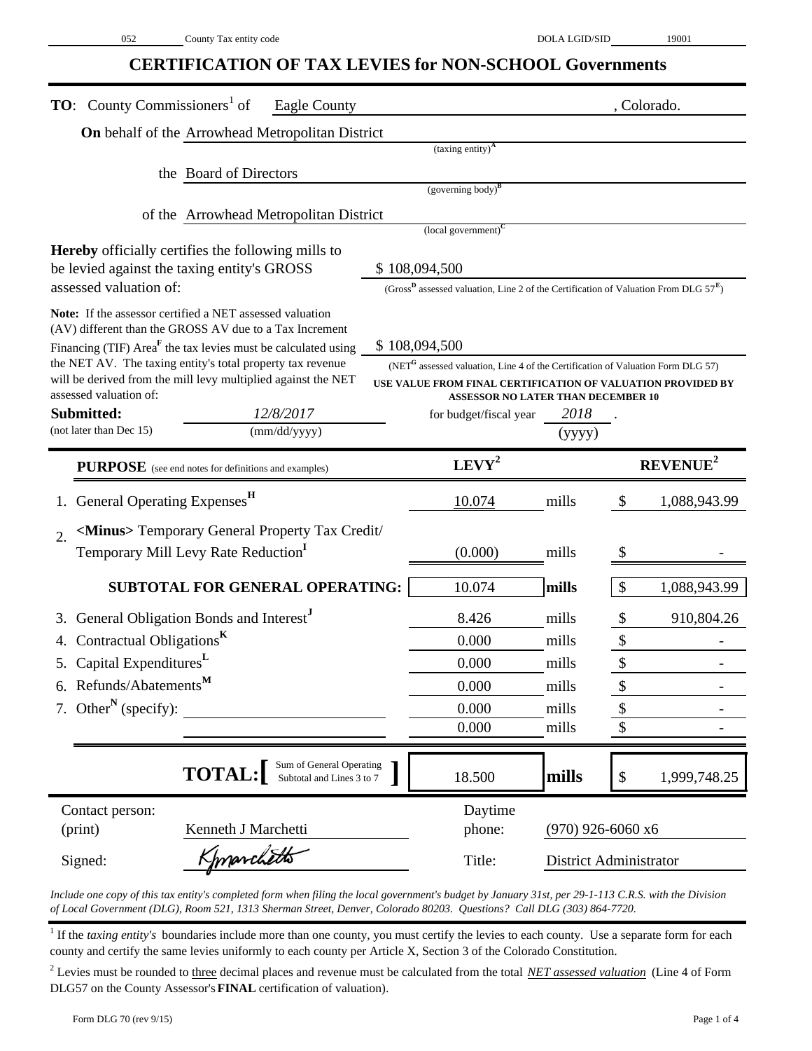052 County Tax entity code | DOLA LGID/SID 19001

# CERTIFICATION OF TAX LEVIES for NON-SCHOOL Governments

**TO**: County Commissioners[1] of Eagle County , Colorado.

**On** behalf of the Arrowhead Metropolitan District
(taxing entity)[A]

the Board of Directors
(governing body)[B]

of the Arrowhead Metropolitan District
(local government)[C]

**Hereby** officially certifies the following mills to be levied against the taxing entity's GROSS assessed valuation of: $ 108,094,500
(Gross[D] assessed valuation, Line 2 of the Certification of Valuation From DLG 57[E])

**Note:** If the assessor certified a NET assessed valuation (AV) different than the GROSS AV due to a Tax Increment Financing (TIF) Area[F] the tax levies must be calculated using the NET AV. The taxing entity's total property tax revenue will be derived from the mill levy multiplied against the NET assessed valuation of: $ 108,094,500
(NET[G] assessed valuation, Line 4 of the Certification of Valuation Form DLG 57)
**USE VALUE FROM FINAL CERTIFICATION OF VALUATION PROVIDED BY ASSESSOR NO LATER THAN DECEMBER 10**

**Submitted:** *12/8/2017* (mm/dd/yyyy) for budget/fiscal year *2018* (yyyy).
(not later than Dec 15)

| **PURPOSE** (see end notes for definitions and examples) | **LEVY**[2] | | **REVENUE**[2] |
|---|---|---|---|
| 1. General Operating Expenses[H] | 10.074 | mills | $ 1,088,943.99 |
| 2. <Minus> Temporary General Property Tax Credit/ Temporary Mill Levy Rate Reduction[I] | (0.000) | mills | $ - |
| **SUBTOTAL FOR GENERAL OPERATING:** | 10.074 | **mills** | $ 1,088,943.99 |
| 3. General Obligation Bonds and Interest[J] | 8.426 | mills | $ 910,804.26 |
| 4. Contractual Obligations[K] | 0.000 | mills | $ - |
| 5. Capital Expenditures[L] | 0.000 | mills | $ - |
| 6. Refunds/Abatements[M] | 0.000 | mills | $ - |
| 7. Other[N] (specify): | 0.000 | mills | $ - |
| | 0.000 | mills | $ - |
| **TOTAL:** [Sum of General Operating Subtotal and Lines 3 to 7] | 18.500 | **mills** | $ 1,999,748.25 |

Contact person: (print) Kenneth J Marchetti | Daytime phone: (970) 926-6060 x6

Signed: *[signature]* | Title: District Administrator

*Include one copy of this tax entity's completed form when filing the local government's budget by January 31st, per 29-1-113 C.R.S. with the Division of Local Government (DLG), Room 521, 1313 Sherman Street, Denver, Colorado 80203. Questions? Call DLG (303) 864-7720.*

[1] If the *taxing entity's* boundaries include more than one county, you must certify the levies to each county. Use a separate form for each county and certify the same levies uniformly to each county per Article X, Section 3 of the Colorado Constitution.

[2] Levies must be rounded to three decimal places and revenue must be calculated from the total ***NET assessed valuation*** (Line 4 of Form DLG57 on the County Assessor's **FINAL** certification of valuation).

Form DLG 70 (rev 9/15)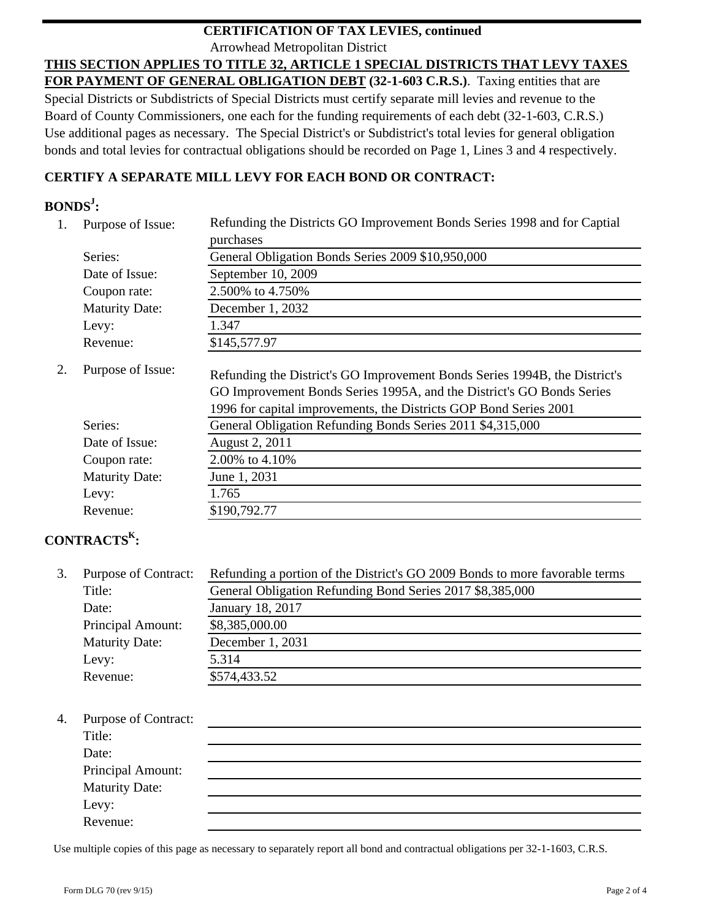**CERTIFICATION OF TAX LEVIES, continued**

Arrowhead Metropolitan District

**THIS SECTION APPLIES TO TITLE 32, ARTICLE 1 SPECIAL DISTRICTS THAT LEVY TAXES FOR PAYMENT OF GENERAL OBLIGATION DEBT (32-1-603 C.R.S.)**. Taxing entities that are Special Districts or Subdistricts of Special Districts must certify separate mill levies and revenue to the Board of County Commissioners, one each for the funding requirements of each debt (32-1-603, C.R.S.) Use additional pages as necessary. The Special District's or Subdistrict's total levies for general obligation bonds and total levies for contractual obligations should be recorded on Page 1, Lines 3 and 4 respectively.

**CERTIFY A SEPARATE MILL LEVY FOR EACH BOND OR CONTRACT:**

**BONDS[J]:**

1. Purpose of Issue: Refunding the Districts GO Improvement Bonds Series 1998 and for Captial purchases
   - Series: General Obligation Bonds Series 2009 $10,950,000
   - Date of Issue: September 10, 2009
   - Coupon rate: 2.500% to 4.750%
   - Maturity Date: December 1, 2032
   - Levy: 1.347
   - Revenue: $145,577.97

2. Purpose of Issue: Refunding the District's GO Improvement Bonds Series 1994B, the District's GO Improvement Bonds Series 1995A, and the District's GO Bonds Series 1996 for capital improvements, the Districts GOP Bond Series 2001
   - Series: General Obligation Refunding Bonds Series 2011 $4,315,000
   - Date of Issue: August 2, 2011
   - Coupon rate: 2.00% to 4.10%
   - Maturity Date: June 1, 2031
   - Levy: 1.765
   - Revenue: $190,792.77

**CONTRACTS[K]:**

3. Purpose of Contract: Refunding a portion of the District's GO 2009 Bonds to more favorable terms
   - Title: General Obligation Refunding Bond Series 2017 $8,385,000
   - Date: January 18, 2017
   - Principal Amount: $8,385,000.00
   - Maturity Date: December 1, 2031
   - Levy: 5.314
   - Revenue: $574,433.52

4. Purpose of Contract:
   - Title:
   - Date:
   - Principal Amount:
   - Maturity Date:
   - Levy:
   - Revenue:

Use multiple copies of this page as necessary to separately report all bond and contractual obligations per 32-1-1603, C.R.S.

Form DLG 70 (rev 9/15)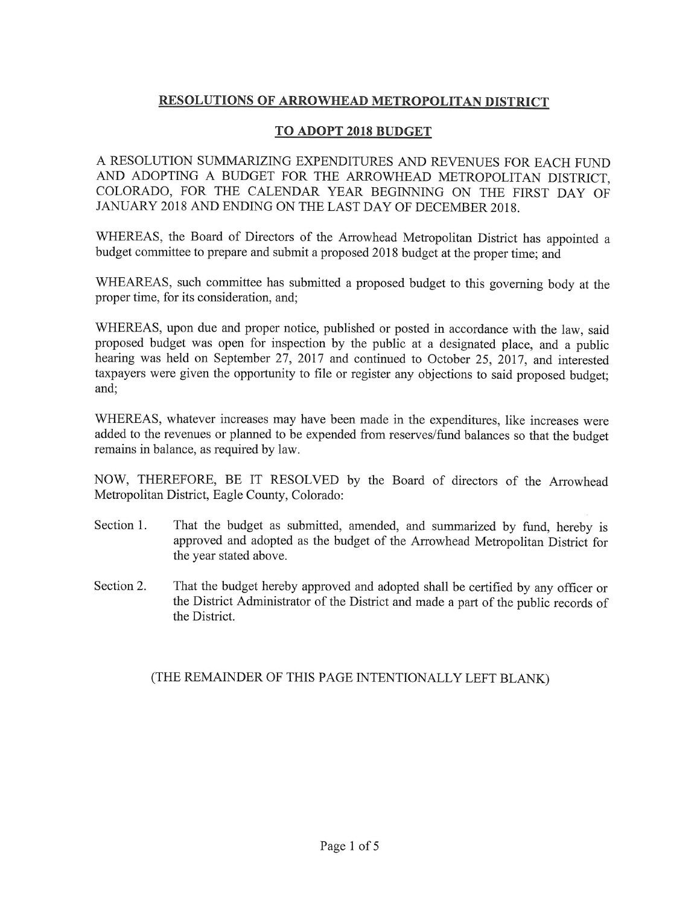## RESOLUTIONS OF ARROWHEAD METROPOLITAN DISTRICT

## TO ADOPT 2018 BUDGET

A RESOLUTION SUMMARIZING EXPENDITURES AND REVENUES FOR EACH FUND AND ADOPTING A BUDGET FOR THE ARROWHEAD METROPOLITAN DISTRICT, COLORADO, FOR THE CALENDAR YEAR BEGINNING ON THE FIRST DAY OF JANUARY 2018 AND ENDING ON THE LAST DAY OF DECEMBER 2018.

WHEREAS, the Board of Directors of the Arrowhead Metropolitan District has appointed a budget committee to prepare and submit a proposed 2018 budget at the proper time; and

WHEAREAS, such committee has submitted a proposed budget to this governing body at the proper time, for its consideration, and;

WHEREAS, upon due and proper notice, published or posted in accordance with the law, said proposed budget was open for inspection by the public at a designated place, and a public hearing was held on September 27, 2017 and continued to October 25, 2017, and interested taxpayers were given the opportunity to file or register any objections to said proposed budget; and;

WHEREAS, whatever increases may have been made in the expenditures, like increases were added to the revenues or planned to be expended from reserves/fund balances so that the budget remains in balance, as required by law.

NOW, THEREFORE, BE IT RESOLVED by the Board of directors of the Arrowhead Metropolitan District, Eagle County, Colorado:

Section 1. That the budget as submitted, amended, and summarized by fund, hereby is approved and adopted as the budget of the Arrowhead Metropolitan District for the year stated above.

Section 2. That the budget hereby approved and adopted shall be certified by any officer or the District Administrator of the District and made a part of the public records of the District.

(THE REMAINDER OF THIS PAGE INTENTIONALLY LEFT BLANK)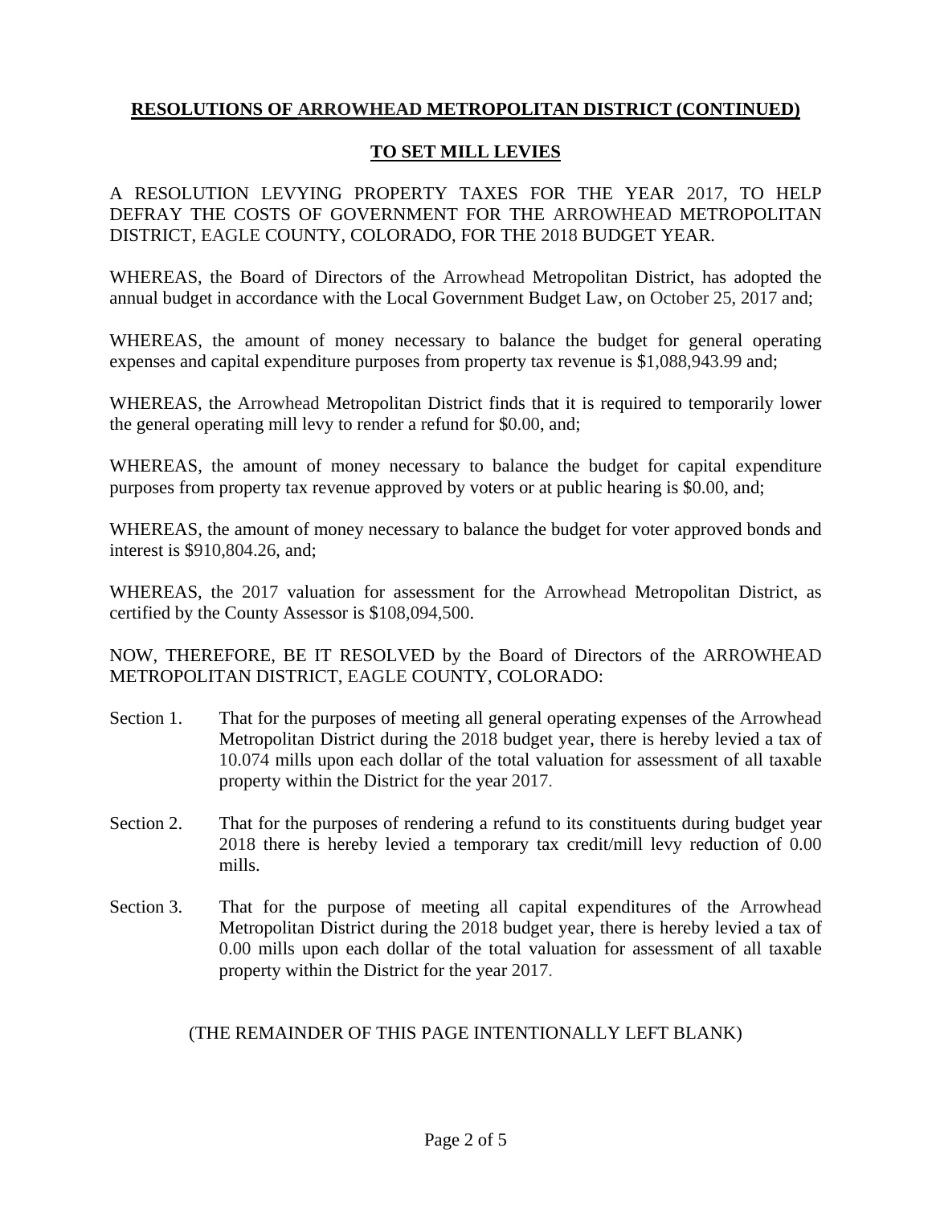## **RESOLUTIONS OF ARROWHEAD METROPOLITAN DISTRICT (CONTINUED)**

## **TO SET MILL LEVIES**

A RESOLUTION LEVYING PROPERTY TAXES FOR THE YEAR 2017, TO HELP DEFRAY THE COSTS OF GOVERNMENT FOR THE ARROWHEAD METROPOLITAN DISTRICT, EAGLE COUNTY, COLORADO, FOR THE 2018 BUDGET YEAR.

WHEREAS, the Board of Directors of the Arrowhead Metropolitan District, has adopted the annual budget in accordance with the Local Government Budget Law, on October 25, 2017 and;

WHEREAS, the amount of money necessary to balance the budget for general operating expenses and capital expenditure purposes from property tax revenue is $1,088,943.99 and;

WHEREAS, the Arrowhead Metropolitan District finds that it is required to temporarily lower the general operating mill levy to render a refund for $0.00, and;

WHEREAS, the amount of money necessary to balance the budget for capital expenditure purposes from property tax revenue approved by voters or at public hearing is $0.00, and;

WHEREAS, the amount of money necessary to balance the budget for voter approved bonds and interest is $910,804.26, and;

WHEREAS, the 2017 valuation for assessment for the Arrowhead Metropolitan District, as certified by the County Assessor is $108,094,500.

NOW, THEREFORE, BE IT RESOLVED by the Board of Directors of the ARROWHEAD METROPOLITAN DISTRICT, EAGLE COUNTY, COLORADO:

Section 1. That for the purposes of meeting all general operating expenses of the Arrowhead Metropolitan District during the 2018 budget year, there is hereby levied a tax of 10.074 mills upon each dollar of the total valuation for assessment of all taxable property within the District for the year 2017.

Section 2. That for the purposes of rendering a refund to its constituents during budget year 2018 there is hereby levied a temporary tax credit/mill levy reduction of 0.00 mills.

Section 3. That for the purpose of meeting all capital expenditures of the Arrowhead Metropolitan District during the 2018 budget year, there is hereby levied a tax of 0.00 mills upon each dollar of the total valuation for assessment of all taxable property within the District for the year 2017.

(THE REMAINDER OF THIS PAGE INTENTIONALLY LEFT BLANK)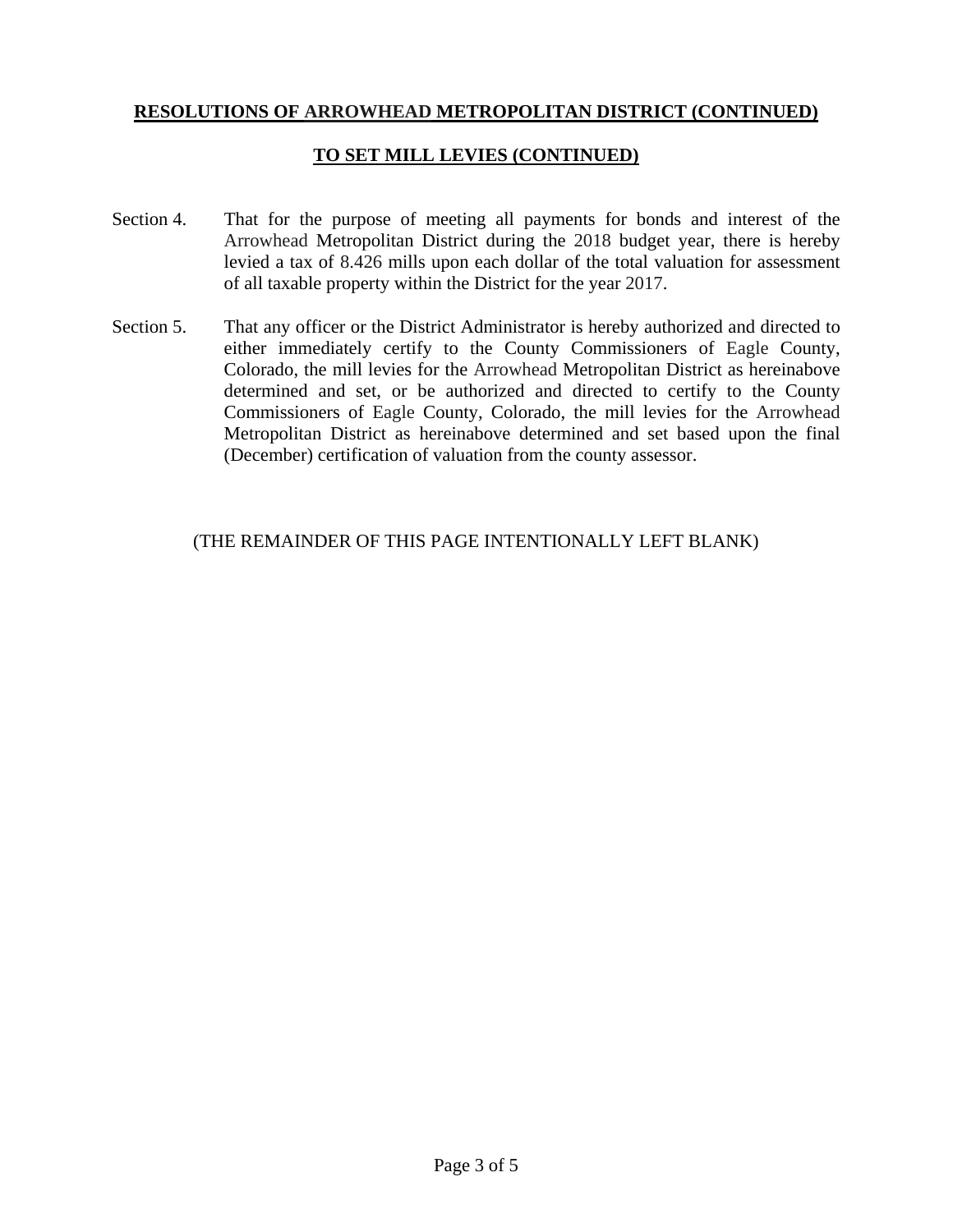**RESOLUTIONS OF ARROWHEAD METROPOLITAN DISTRICT (CONTINUED)**

**TO SET MILL LEVIES (CONTINUED)**

Section 4. That for the purpose of meeting all payments for bonds and interest of the Arrowhead Metropolitan District during the 2018 budget year, there is hereby levied a tax of 8.426 mills upon each dollar of the total valuation for assessment of all taxable property within the District for the year 2017.

Section 5. That any officer or the District Administrator is hereby authorized and directed to either immediately certify to the County Commissioners of Eagle County, Colorado, the mill levies for the Arrowhead Metropolitan District as hereinabove determined and set, or be authorized and directed to certify to the County Commissioners of Eagle County, Colorado, the mill levies for the Arrowhead Metropolitan District as hereinabove determined and set based upon the final (December) certification of valuation from the county assessor.

(THE REMAINDER OF THIS PAGE INTENTIONALLY LEFT BLANK)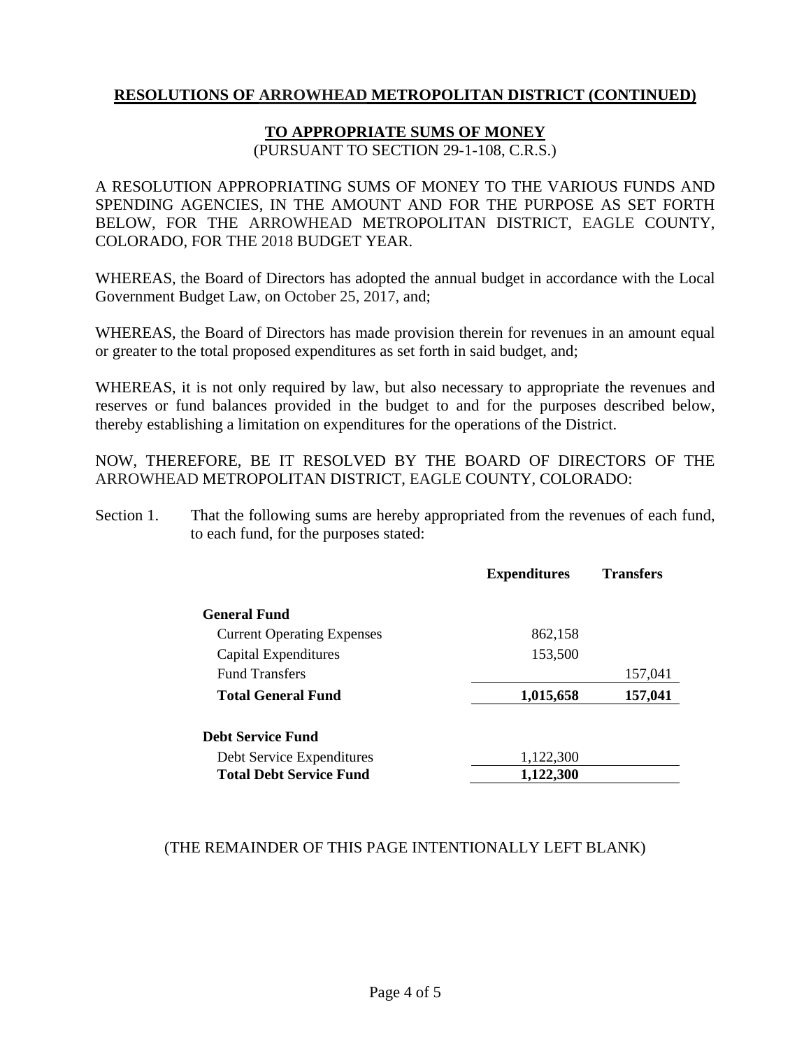**RESOLUTIONS OF ARROWHEAD METROPOLITAN DISTRICT (CONTINUED)**

**TO APPROPRIATE SUMS OF MONEY**

(PURSUANT TO SECTION 29-1-108, C.R.S.)

A RESOLUTION APPROPRIATING SUMS OF MONEY TO THE VARIOUS FUNDS AND SPENDING AGENCIES, IN THE AMOUNT AND FOR THE PURPOSE AS SET FORTH BELOW, FOR THE ARROWHEAD METROPOLITAN DISTRICT, EAGLE COUNTY, COLORADO, FOR THE 2018 BUDGET YEAR.

WHEREAS, the Board of Directors has adopted the annual budget in accordance with the Local Government Budget Law, on October 25, 2017, and;

WHEREAS, the Board of Directors has made provision therein for revenues in an amount equal or greater to the total proposed expenditures as set forth in said budget, and;

WHEREAS, it is not only required by law, but also necessary to appropriate the revenues and reserves or fund balances provided in the budget to and for the purposes described below, thereby establishing a limitation on expenditures for the operations of the District.

NOW, THEREFORE, BE IT RESOLVED BY THE BOARD OF DIRECTORS OF THE ARROWHEAD METROPOLITAN DISTRICT, EAGLE COUNTY, COLORADO:

Section 1. That the following sums are hereby appropriated from the revenues of each fund, to each fund, for the purposes stated:

| | Expenditures | Transfers |
|---|---|---|
| **General Fund** | | |
| Current Operating Expenses | 862,158 | |
| Capital Expenditures | 153,500 | |
| Fund Transfers | | 157,041 |
| **Total General Fund** | **1,015,658** | **157,041** |
| **Debt Service Fund** | | |
| Debt Service Expenditures | 1,122,300 | |
| **Total Debt Service Fund** | **1,122,300** | |

(THE REMAINDER OF THIS PAGE INTENTIONALLY LEFT BLANK)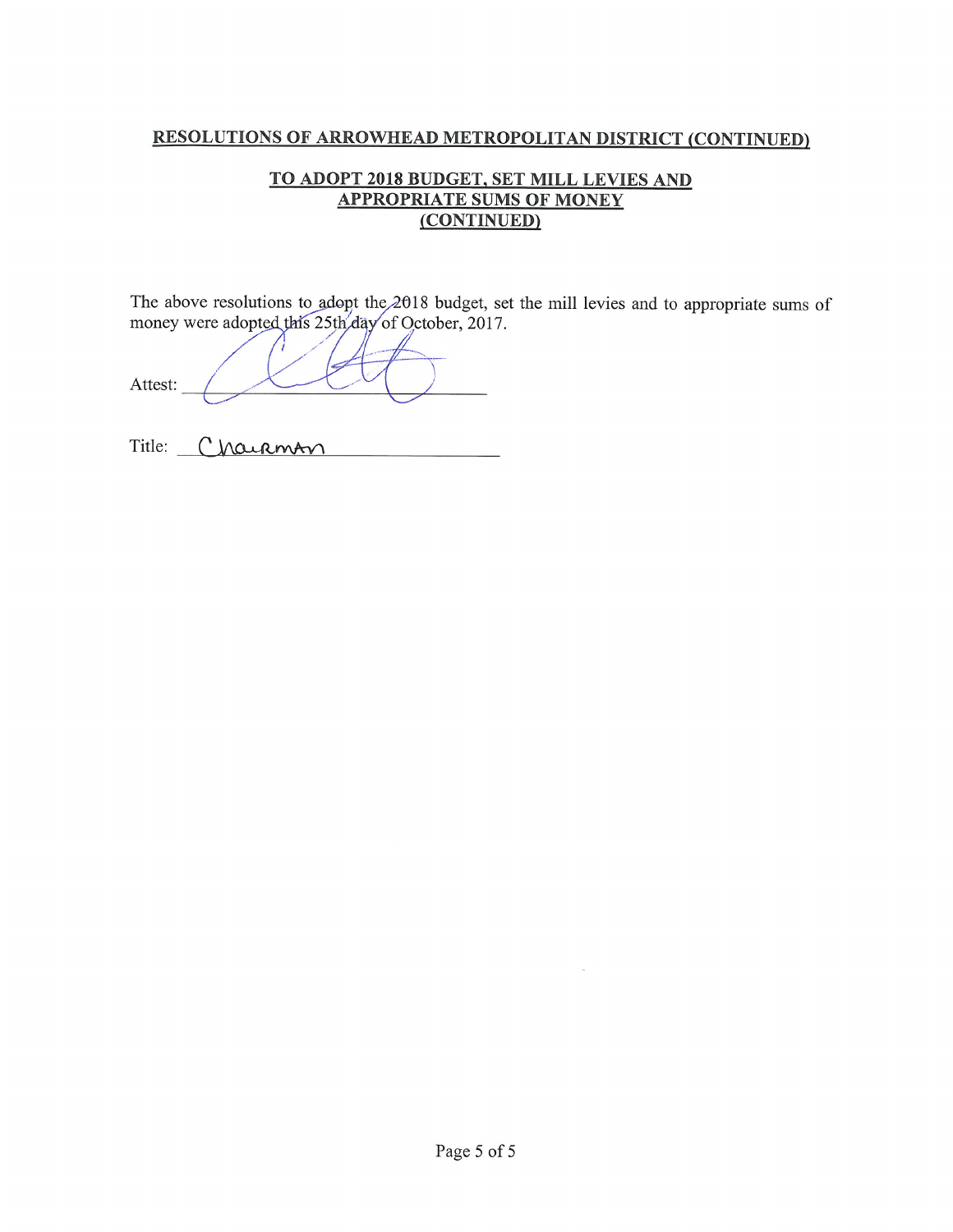**RESOLUTIONS OF ARROWHEAD METROPOLITAN DISTRICT (CONTINUED)**

**TO ADOPT 2018 BUDGET, SET MILL LEVIES AND APPROPRIATE SUMS OF MONEY (CONTINUED)**

The above resolutions to adopt the 2018 budget, set the mill levies and to appropriate sums of money were adopted this 25th day of October, 2017.

Attest: ______________________________

Title: Chairman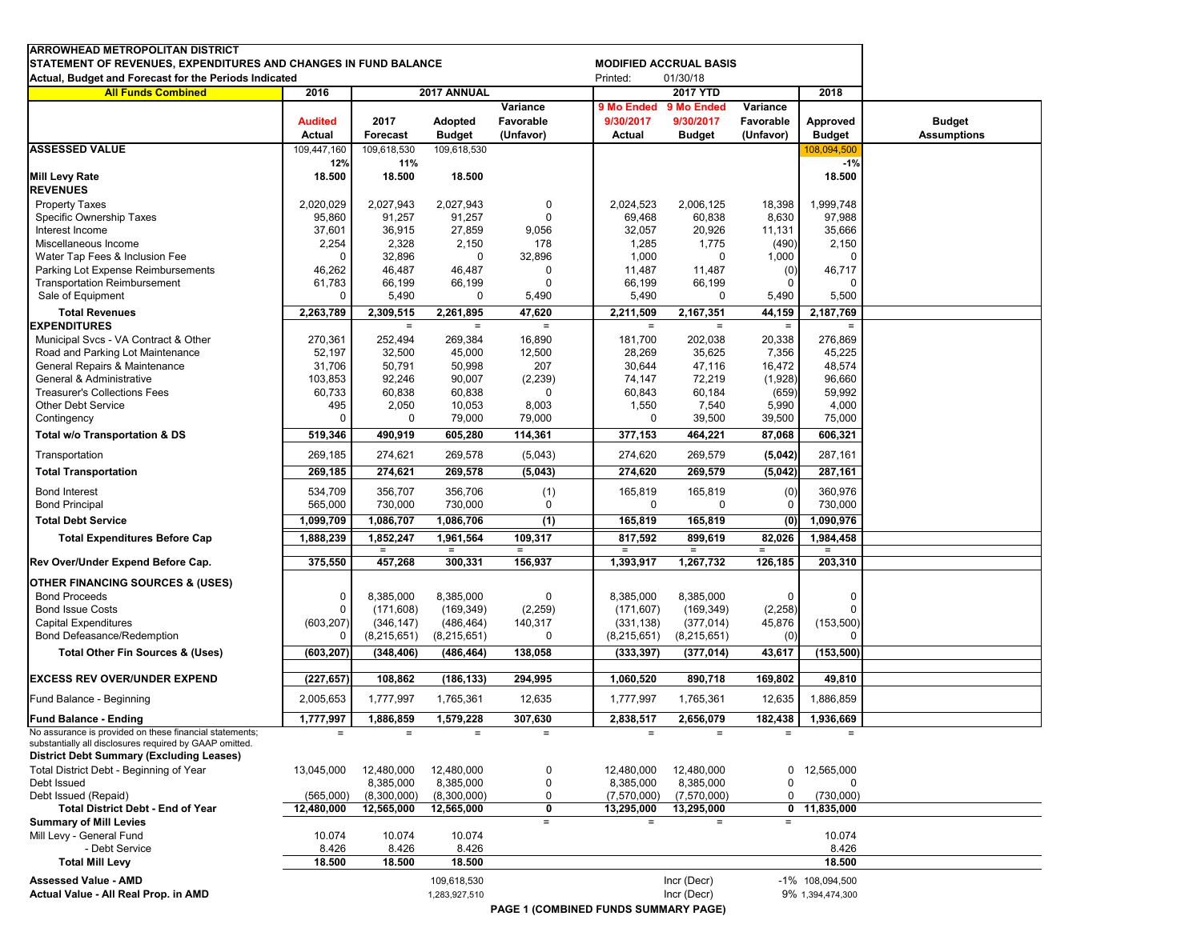**ARROWHEAD METROPOLITAN DISTRICT**
**STATEMENT OF REVENUES, EXPENDITURES AND CHANGES IN FUND BALANCE**
**Actual, Budget and Forecast for the Periods Indicated**

**MODIFIED ACCRUAL BASIS**
Printed: 01/30/18

| All Funds Combined | 2016 | 2017 ANNUAL | | | 2017 YTD | | | 2018 | |
|---|---|---|---|---|---|---|---|---|---|
| | Audited Actual | 2017 Forecast | Adopted Budget | Variance Favorable (Unfavor) | 9 Mo Ended 9/30/2017 Actual | 9 Mo Ended 9/30/2017 Budget | Variance Favorable (Unfavor) | Approved Budget | Budget Assumptions |
| **ASSESSED VALUE** | 109,447,160 | 109,618,530 | 109,618,530 | | | | | 108,094,500 | |
| | 12% | 11% | | | | | | -1% | |
| **Mill Levy Rate** | 18.500 | 18.500 | 18.500 | | | | | 18.500 | |
| **REVENUES** | | | | | | | | | |
| Property Taxes | 2,020,029 | 2,027,943 | 2,027,943 | 0 | 2,024,523 | 2,006,125 | 18,398 | 1,999,748 | |
| Specific Ownership Taxes | 95,860 | 91,257 | 91,257 | 0 | 69,468 | 60,838 | 8,630 | 97,988 | |
| Interest Income | 37,601 | 36,915 | 27,859 | 9,056 | 32,057 | 20,926 | 11,131 | 35,666 | |
| Miscellaneous Income | 2,254 | 2,328 | 2,150 | 178 | 1,285 | 1,775 | (490) | 2,150 | |
| Water Tap Fees & Inclusion Fee | 0 | 32,896 | 0 | 32,896 | 1,000 | 0 | 1,000 | 0 | |
| Parking Lot Expense Reimbursements | 46,262 | 46,487 | 46,487 | 0 | 11,487 | 11,487 | (0) | 46,717 | |
| Transportation Reimbursement | 61,783 | 66,199 | 66,199 | 0 | 66,199 | 66,199 | 0 | 0 | |
| Sale of Equipment | 0 | 5,490 | 0 | 5,490 | 5,490 | 0 | 5,490 | 5,500 | |
| **Total Revenues** | **2,263,789** | **2,309,515** | **2,261,895** | **47,620** | **2,211,509** | **2,167,351** | **44,159** | **2,187,769** | |
| **EXPENDITURES** | | | | | | | | | |
| Municipal Svcs - VA Contract & Other | 270,361 | 252,494 | 269,384 | 16,890 | 181,700 | 202,038 | 20,338 | 276,869 | |
| Road and Parking Lot Maintenance | 52,197 | 32,500 | 45,000 | 12,500 | 28,269 | 35,625 | 7,356 | 45,225 | |
| General Repairs & Maintenance | 31,706 | 50,791 | 50,998 | 207 | 30,644 | 47,116 | 16,472 | 48,574 | |
| General & Administrative | 103,853 | 92,246 | 90,007 | (2,239) | 74,147 | 72,219 | (1,928) | 96,660 | |
| Treasurer's Collections Fees | 60,733 | 60,838 | 60,838 | 0 | 60,843 | 60,184 | (659) | 59,992 | |
| Other Debt Service | 495 | 2,050 | 10,053 | 8,003 | 1,550 | 7,540 | 5,990 | 4,000 | |
| Contingency | 0 | 0 | 79,000 | 79,000 | 0 | 39,500 | 39,500 | 75,000 | |
| **Total w/o Transportation & DS** | **519,346** | **490,919** | **605,280** | **114,361** | **377,153** | **464,221** | **87,068** | **606,321** | |
| Transportation | 269,185 | 274,621 | 269,578 | (5,043) | 274,620 | 269,579 | (5,042) | 287,161 | |
| **Total Transportation** | **269,185** | **274,621** | **269,578** | **(5,043)** | **274,620** | **269,579** | **(5,042)** | **287,161** | |
| Bond Interest | 534,709 | 356,707 | 356,706 | (1) | 165,819 | 165,819 | (0) | 360,976 | |
| Bond Principal | 565,000 | 730,000 | 730,000 | 0 | 0 | 0 | 0 | 730,000 | |
| **Total Debt Service** | **1,099,709** | **1,086,707** | **1,086,706** | **(1)** | **165,819** | **165,819** | **(0)** | **1,090,976** | |
| **Total Expenditures Before Cap** | **1,888,239** | **1,852,247** | **1,961,564** | **109,317** | **817,592** | **899,619** | **82,026** | **1,984,458** | |
| **Rev Over/Under Expend Before Cap.** | **375,550** | **457,268** | **300,331** | **156,937** | **1,393,917** | **1,267,732** | **126,185** | **203,310** | |
| **OTHER FINANCING SOURCES & (USES)** | | | | | | | | | |
| Bond Proceeds | 0 | 8,385,000 | 8,385,000 | 0 | 8,385,000 | 8,385,000 | 0 | 0 | |
| Bond Issue Costs | 0 | (171,608) | (169,349) | (2,259) | (171,607) | (169,349) | (2,258) | 0 | |
| Capital Expenditures | (603,207) | (346,147) | (486,464) | 140,317 | (331,138) | (377,014) | 45,876 | (153,500) | |
| Bond Defeasance/Redemption | 0 | (8,215,651) | (8,215,651) | 0 | (8,215,651) | (8,215,651) | (0) | 0 | |
| **Total Other Fin Sources & (Uses)** | **(603,207)** | **(348,406)** | **(486,464)** | **138,058** | **(333,397)** | **(377,014)** | **43,617** | **(153,500)** | |
| **EXCESS REV OVER/UNDER EXPEND** | **(227,657)** | **108,862** | **(186,133)** | **294,995** | **1,060,520** | **890,718** | **169,802** | **49,810** | |
| Fund Balance - Beginning | 2,005,653 | 1,777,997 | 1,765,361 | 12,635 | 1,777,997 | 1,765,361 | 12,635 | 1,886,859 | |
| **Fund Balance - Ending** | **1,777,997** | **1,886,859** | **1,579,228** | **307,630** | **2,838,517** | **2,656,079** | **182,438** | **1,936,669** | |

No assurance is provided on these financial statements; substantially all disclosures required by GAAP omitted.

| **District Debt Summary (Excluding Leases)** | 2016 | 2017 Forecast | Adopted Budget | Variance | 9 Mo Actual | 9 Mo Budget | Variance | 2018 Approved Budget |
|---|---|---|---|---|---|---|---|---|
| Total District Debt - Beginning of Year | 13,045,000 | 12,480,000 | 12,480,000 | 0 | 12,480,000 | 12,480,000 | 0 | 12,565,000 |
| Debt Issued | | 8,385,000 | 8,385,000 | 0 | 8,385,000 | 8,385,000 | 0 | 0 |
| Debt Issued (Repaid) | (565,000) | (8,300,000) | (8,300,000) | 0 | (7,570,000) | (7,570,000) | 0 | (730,000) |
| **Total District Debt - End of Year** | **12,480,000** | **12,565,000** | **12,565,000** | **0** | **13,295,000** | **13,295,000** | **0** | **11,835,000** |
| **Summary of Mill Levies** | | | | | | | | |
| Mill Levy - General Fund | 10.074 | 10.074 | 10.074 | | | | | 10.074 |
| - Debt Service | 8.426 | 8.426 | 8.426 | | | | | 8.426 |
| **Total Mill Levy** | **18.500** | **18.500** | **18.500** | | | | | **18.500** |
| **Assessed Value - AMD** | | | 109,618,530 | | | Incr (Decr) | -1% | 108,094,500 |
| **Actual Value - All Real Prop. in AMD** | | | 1,283,927,510 | | | Incr (Decr) | 9% | 1,394,474,300 |

**PAGE 1 (COMBINED FUNDS SUMMARY PAGE)**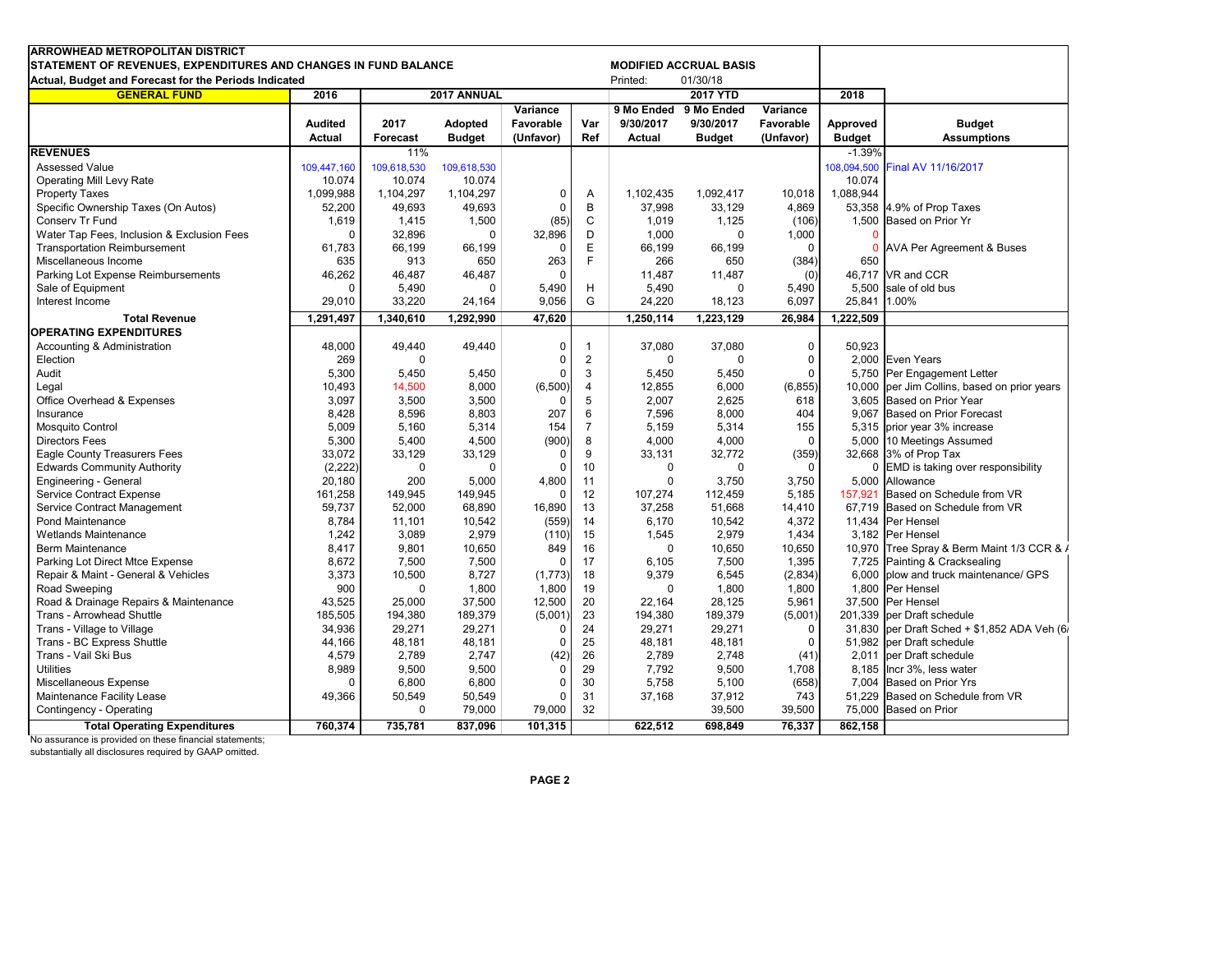**ARROWHEAD METROPOLITAN DISTRICT**
**STATEMENT OF REVENUES, EXPENDITURES AND CHANGES IN FUND BALANCE** — **MODIFIED ACCRUAL BASIS**
**Actual, Budget and Forecast for the Periods Indicated** — Printed: 01/30/18

| **GENERAL FUND** | 2016 | 2017 ANNUAL | | | | 2017 YTD | | | 2018 | |
|---|---|---|---|---|---|---|---|---|---|---|
| | Audited Actual | 2017 Forecast | Adopted Budget | Variance Favorable (Unfavor) | Var Ref | 9 Mo Ended 9/30/2017 Actual | 9 Mo Ended 9/30/2017 Budget | Variance Favorable (Unfavor) | Approved Budget | Budget Assumptions |
| **REVENUES** | | 11% | | | | | | | -1.39% | |
| Assessed Value | 109,447,160 | 109,618,530 | 109,618,530 | | | | | | 108,094,500 | Final AV 11/16/2017 |
| Operating Mill Levy Rate | 10.074 | 10.074 | 10.074 | | | | | | 10.074 | |
| Property Taxes | 1,099,988 | 1,104,297 | 1,104,297 | 0 | A | 1,102,435 | 1,092,417 | 10,018 | 1,088,944 | |
| Specific Ownership Taxes (On Autos) | 52,200 | 49,693 | 49,693 | 0 | B | 37,998 | 33,129 | 4,869 | 53,358 | 4.9% of Prop Taxes |
| Conserv Tr Fund | 1,619 | 1,415 | 1,500 | (85) | C | 1,019 | 1,125 | (106) | 1,500 | Based on Prior Yr |
| Water Tap Fees, Inclusion & Exclusion Fees | 0 | 32,896 | 0 | 32,896 | D | 1,000 | 0 | 1,000 | 0 | |
| Transportation Reimbursement | 61,783 | 66,199 | 66,199 | 0 | E | 66,199 | 66,199 | 0 | 0 | AVA Per Agreement & Buses |
| Miscellaneous Income | 635 | 913 | 650 | 263 | F | 266 | 650 | (384) | 650 | |
| Parking Lot Expense Reimbursements | 46,262 | 46,487 | 46,487 | 0 | | 11,487 | 11,487 | (0) | 46,717 | VR and CCR |
| Sale of Equipment | 0 | 5,490 | 0 | 5,490 | H | 5,490 | 0 | 5,490 | 5,500 | sale of old bus |
| Interest Income | 29,010 | 33,220 | 24,164 | 9,056 | G | 24,220 | 18,123 | 6,097 | 25,841 | 1.00% |
| **Total Revenue** | **1,291,497** | **1,340,610** | **1,292,990** | **47,620** | | **1,250,114** | **1,223,129** | **26,984** | **1,222,509** | |
| **OPERATING EXPENDITURES** | | | | | | | | | | |
| Accounting & Administration | 48,000 | 49,440 | 49,440 | 0 | 1 | 37,080 | 37,080 | 0 | 50,923 | |
| Election | 269 | 0 | | 0 | 2 | 0 | 0 | 0 | 2,000 | Even Years |
| Audit | 5,300 | 5,450 | 5,450 | 0 | 3 | 5,450 | 5,450 | 0 | 5,750 | Per Engagement Letter |
| Legal | 10,493 | 14,500 | 8,000 | (6,500) | 4 | 12,855 | 6,000 | (6,855) | 10,000 | per Jim Collins, based on prior years |
| Office Overhead & Expenses | 3,097 | 3,500 | 3,500 | 0 | 5 | 2,007 | 2,625 | 618 | 3,605 | Based on Prior Year |
| Insurance | 8,428 | 8,596 | 8,803 | 207 | 6 | 7,596 | 8,000 | 404 | 9,067 | Based on Prior Forecast |
| Mosquito Control | 5,009 | 5,160 | 5,314 | 154 | 7 | 5,159 | 5,314 | 155 | 5,315 | prior year 3% increase |
| Directors Fees | 5,300 | 5,400 | 4,500 | (900) | 8 | 4,000 | 4,000 | 0 | 5,000 | 10 Meetings Assumed |
| Eagle County Treasurers Fees | 33,072 | 33,129 | 33,129 | 0 | 9 | 33,131 | 32,772 | (359) | 32,668 | 3% of Prop Tax |
| Edwards Community Authority | (2,222) | 0 | 0 | 0 | 10 | 0 | 0 | 0 | 0 | EMD is taking over responsibility |
| Engineering - General | 20,180 | 200 | 5,000 | 4,800 | 11 | 0 | 3,750 | 3,750 | 5,000 | Allowance |
| Service Contract Expense | 161,258 | 149,945 | 149,945 | 0 | 12 | 107,274 | 112,459 | 5,185 | 157,921 | Based on Schedule from VR |
| Service Contract Management | 59,737 | 52,000 | 68,890 | 16,890 | 13 | 37,258 | 51,668 | 14,410 | 67,719 | Based on Schedule from VR |
| Pond Maintenance | 8,784 | 11,101 | 10,542 | (559) | 14 | 6,170 | 10,542 | 4,372 | 11,434 | Per Hensel |
| Wetlands Maintenance | 1,242 | 3,089 | 2,979 | (110) | 15 | 1,545 | 2,979 | 1,434 | 3,182 | Per Hensel |
| Berm Maintenance | 8,417 | 9,801 | 10,650 | 849 | 16 | 0 | 10,650 | 10,650 | 10,970 | Tree Spray & Berm Maint 1/3 CCR & |
| Parking Lot Direct Mtce Expense | 8,672 | 7,500 | 7,500 | 0 | 17 | 6,105 | 7,500 | 1,395 | 7,725 | Painting & Cracksealing |
| Repair & Maint - General & Vehicles | 3,373 | 10,500 | 8,727 | (1,773) | 18 | 9,379 | 6,545 | (2,834) | 6,000 | plow and truck maintenance/ GPS |
| Road Sweeping | 900 | 0 | 1,800 | 1,800 | 19 | 0 | 1,800 | 1,800 | 1,800 | Per Hensel |
| Road & Drainage Repairs & Maintenance | 43,525 | 25,000 | 37,500 | 12,500 | 20 | 22,164 | 28,125 | 5,961 | 37,500 | Per Hensel |
| Trans - Arrowhead Shuttle | 185,505 | 194,380 | 189,379 | (5,001) | 23 | 194,380 | 189,379 | (5,001) | 201,339 | per Draft schedule |
| Trans - Village to Village | 34,936 | 29,271 | 29,271 | 0 | 24 | 29,271 | 29,271 | 0 | 31,830 | per Draft Sched + $1,852 ADA Veh (6/ |
| Trans - BC Express Shuttle | 44,166 | 48,181 | 48,181 | 0 | 25 | 48,181 | 48,181 | 0 | 51,982 | per Draft schedule |
| Trans - Vail Ski Bus | 4,579 | 2,789 | 2,747 | (42) | 26 | 2,789 | 2,748 | (41) | 2,011 | per Draft schedule |
| Utilities | 8,989 | 9,500 | 9,500 | 0 | 29 | 7,792 | 9,500 | 1,708 | 8,185 | Incr 3%, less water |
| Miscellaneous Expense | 0 | 6,800 | 6,800 | 0 | 30 | 5,758 | 5,100 | (658) | 7,004 | Based on Prior Yrs |
| Maintenance Facility Lease | 49,366 | 50,549 | 50,549 | 0 | 31 | 37,168 | 37,912 | 743 | 51,229 | Based on Schedule from VR |
| Contingency - Operating | | 0 | 79,000 | 79,000 | 32 | | 39,500 | 39,500 | 75,000 | Based on Prior |
| **Total Operating Expenditures** | **760,374** | **735,781** | **837,096** | **101,315** | | **622,512** | **698,849** | **76,337** | **862,158** | |

No assurance is provided on these financial statements;
substantially all disclosures required by GAAP omitted.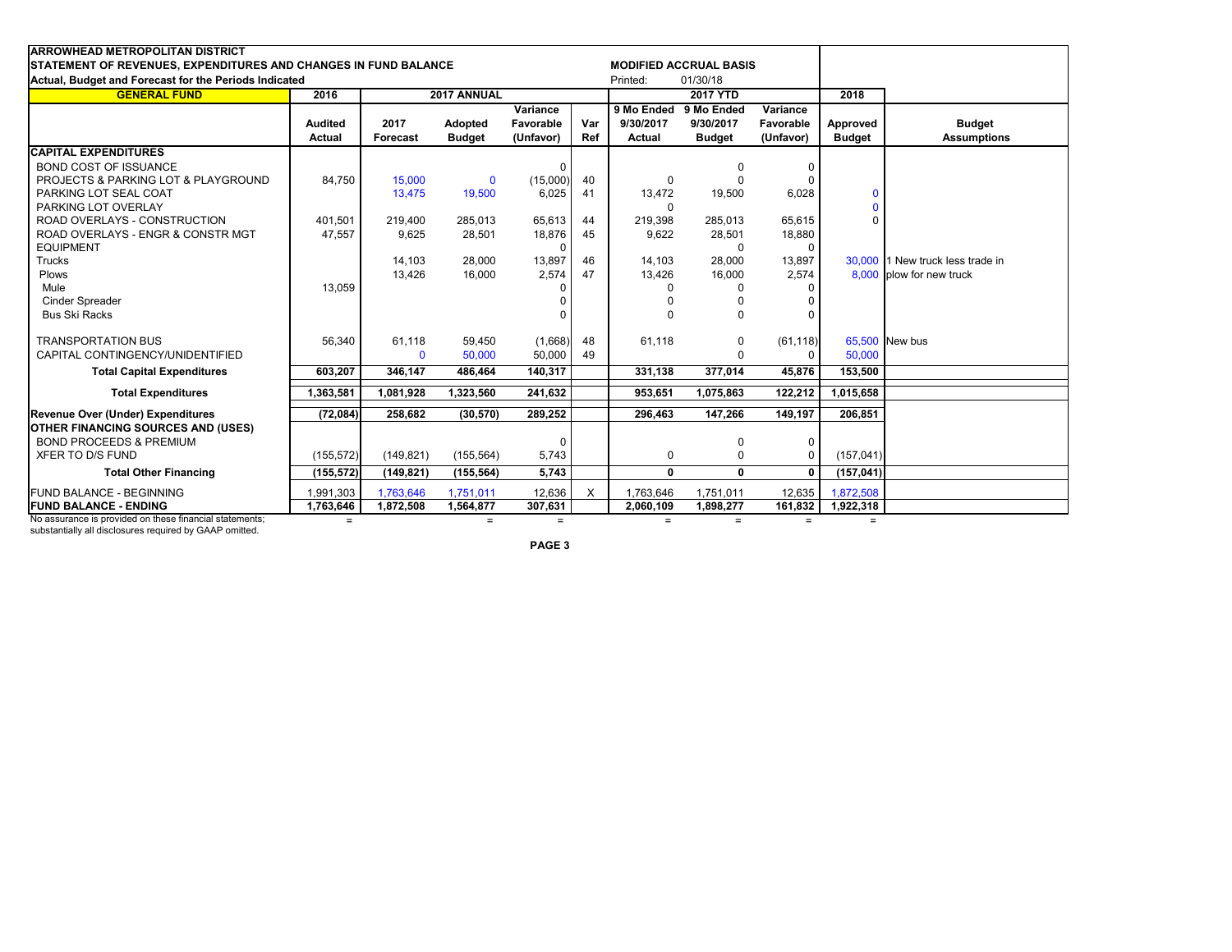**ARROWHEAD METROPOLITAN DISTRICT**
**STATEMENT OF REVENUES, EXPENDITURES AND CHANGES IN FUND BALANCE** — **MODIFIED ACCRUAL BASIS**
**Actual, Budget and Forecast for the Periods Indicated** — Printed: 01/30/18

| GENERAL FUND | 2016 | 2017 ANNUAL | | | | 2017 YTD | | | 2018 | |
|---|---|---|---|---|---|---|---|---|---|---|
| | Audited Actual | 2017 Forecast | Adopted Budget | Variance Favorable (Unfavor) | Var Ref | 9 Mo Ended 9/30/2017 Actual | 9 Mo Ended 9/30/2017 Budget | Variance Favorable (Unfavor) | Approved Budget | Budget Assumptions |
| **CAPITAL EXPENDITURES** | | | | | | | | | | |
| BOND COST OF ISSUANCE | | | | 0 | | | 0 | 0 | | |
| PROJECTS & PARKING LOT & PLAYGROUND | 84,750 | 15,000 | 0 | (15,000) | 40 | 0 | 0 | 0 | | |
| PARKING LOT SEAL COAT | | 13,475 | 19,500 | 6,025 | 41 | 13,472 | 19,500 | 6,028 | 0 | |
| PARKING LOT OVERLAY | | | | | | 0 | | | 0 | |
| ROAD OVERLAYS - CONSTRUCTION | 401,501 | 219,400 | 285,013 | 65,613 | 44 | 219,398 | 285,013 | 65,615 | 0 | |
| ROAD OVERLAYS - ENGR & CONSTR MGT | 47,557 | 9,625 | 28,501 | 18,876 | 45 | 9,622 | 28,501 | 18,880 | | |
| EQUIPMENT | | | | 0 | | | 0 | 0 | | |
| Trucks | | 14,103 | 28,000 | 13,897 | 46 | 14,103 | 28,000 | 13,897 | 30,000 | 1 New truck less trade in |
| Plows | | 13,426 | 16,000 | 2,574 | 47 | 13,426 | 16,000 | 2,574 | 8,000 | plow for new truck |
| Mule | 13,059 | | | 0 | | 0 | 0 | 0 | | |
| Cinder Spreader | | | | 0 | | 0 | 0 | 0 | | |
| Bus Ski Racks | | | | 0 | | 0 | 0 | 0 | | |
| TRANSPORTATION BUS | 56,340 | 61,118 | 59,450 | (1,668) | 48 | 61,118 | 0 | (61,118) | 65,500 | New bus |
| CAPITAL CONTINGENCY/UNIDENTIFIED | | 0 | 50,000 | 50,000 | 49 | | 0 | 0 | 50,000 | |
| **Total Capital Expenditures** | **603,207** | **346,147** | **486,464** | **140,317** | | **331,138** | **377,014** | **45,876** | **153,500** | |
| **Total Expenditures** | **1,363,581** | **1,081,928** | **1,323,560** | **241,632** | | **953,651** | **1,075,863** | **122,212** | **1,015,658** | |
| **Revenue Over (Under) Expenditures** | **(72,084)** | **258,682** | **(30,570)** | **289,252** | | **296,463** | **147,266** | **149,197** | **206,851** | |
| **OTHER FINANCING SOURCES AND (USES)** | | | | | | | | | | |
| BOND PROCEEDS & PREMIUM | | | | 0 | | | 0 | 0 | | |
| XFER TO D/S FUND | (155,572) | (149,821) | (155,564) | 5,743 | | 0 | 0 | 0 | (157,041) | |
| **Total Other Financing** | **(155,572)** | **(149,821)** | **(155,564)** | **5,743** | | **0** | **0** | **0** | **(157,041)** | |
| FUND BALANCE - BEGINNING | 1,991,303 | 1,763,646 | 1,751,011 | 12,636 | X | 1,763,646 | 1,751,011 | 12,635 | 1,872,508 | |
| **FUND BALANCE - ENDING** | **1,763,646** | **1,872,508** | **1,564,877** | **307,631** | | **2,060,109** | **1,898,277** | **161,832** | **1,922,318** | |
| | = | | = | = | | = | = | = | = | |

No assurance is provided on these financial statements; substantially all disclosures required by GAAP omitted.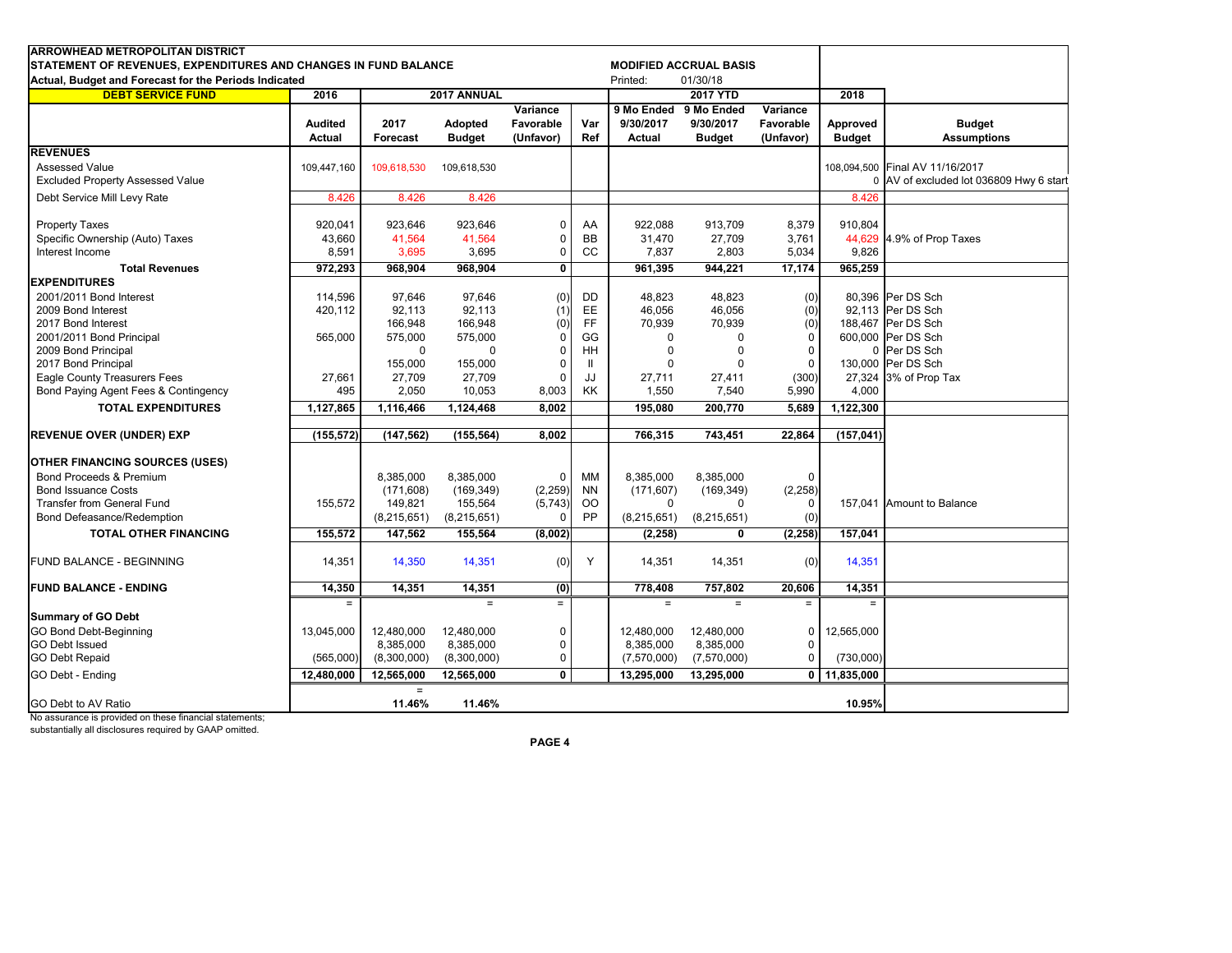**ARROWHEAD METROPOLITAN DISTRICT**
**STATEMENT OF REVENUES, EXPENDITURES AND CHANGES IN FUND BALANCE** — **MODIFIED ACCRUAL BASIS**
**Actual, Budget and Forecast for the Periods Indicated** — Printed: 01/30/18

| DEBT SERVICE FUND | 2016 | 2017 ANNUAL | | | | 2017 YTD | | | 2018 | |
|---|---|---|---|---|---|---|---|---|---|---|
| | Audited Actual | 2017 Forecast | Adopted Budget | Variance Favorable (Unfavor) | Var Ref | 9 Mo Ended 9/30/2017 Actual | 9 Mo Ended 9/30/2017 Budget | Variance Favorable (Unfavor) | Approved Budget | Budget Assumptions |
| **REVENUES** | | | | | | | | | | |
| Assessed Value | 109,447,160 | 109,618,530 | 109,618,530 | | | | | | 108,094,500 | Final AV 11/16/2017 |
| Excluded Property Assessed Value | | | | | | | | | 0 | AV of excluded lot 036809 Hwy 6 start |
| Debt Service Mill Levy Rate | 8.426 | 8.426 | 8.426 | | | | | | 8.426 | |
| Property Taxes | 920,041 | 923,646 | 923,646 | 0 | AA | 922,088 | 913,709 | 8,379 | 910,804 | |
| Specific Ownership (Auto) Taxes | 43,660 | 41,564 | 41,564 | 0 | BB | 31,470 | 27,709 | 3,761 | 44,629 | 4.9% of Prop Taxes |
| Interest Income | 8,591 | 3,695 | 3,695 | 0 | CC | 7,837 | 2,803 | 5,034 | 9,826 | |
| **Total Revenues** | **972,293** | **968,904** | **968,904** | **0** | | **961,395** | **944,221** | **17,174** | **965,259** | |
| **EXPENDITURES** | | | | | | | | | | |
| 2001/2011 Bond Interest | 114,596 | 97,646 | 97,646 | (0) | DD | 48,823 | 48,823 | (0) | 80,396 | Per DS Sch |
| 2009 Bond Interest | 420,112 | 92,113 | 92,113 | (1) | EE | 46,056 | 46,056 | (0) | 92,113 | Per DS Sch |
| 2017 Bond Interest | | 166,948 | 166,948 | (0) | FF | 70,939 | 70,939 | (0) | 188,467 | Per DS Sch |
| 2001/2011 Bond Principal | 565,000 | 575,000 | 575,000 | 0 | GG | 0 | 0 | 0 | 600,000 | Per DS Sch |
| 2009 Bond Principal | | 0 | 0 | 0 | HH | 0 | 0 | 0 | 0 | Per DS Sch |
| 2017 Bond Principal | | 155,000 | 155,000 | 0 | II | 0 | 0 | 0 | 130,000 | Per DS Sch |
| Eagle County Treasurers Fees | 27,661 | 27,709 | 27,709 | 0 | JJ | 27,711 | 27,411 | (300) | 27,324 | 3% of Prop Tax |
| Bond Paying Agent Fees & Contingency | 495 | 2,050 | 10,053 | 8,003 | KK | 1,550 | 7,540 | 5,990 | 4,000 | |
| **TOTAL EXPENDITURES** | **1,127,865** | **1,116,466** | **1,124,468** | **8,002** | | **195,080** | **200,770** | **5,689** | **1,122,300** | |
| **REVENUE OVER (UNDER) EXP** | **(155,572)** | **(147,562)** | **(155,564)** | **8,002** | | **766,315** | **743,451** | **22,864** | **(157,041)** | |
| **OTHER FINANCING SOURCES (USES)** | | | | | | | | | | |
| Bond Proceeds & Premium | | 8,385,000 | 8,385,000 | 0 | MM | 8,385,000 | 8,385,000 | 0 | | |
| Bond Issuance Costs | | (171,608) | (169,349) | (2,259) | NN | (171,607) | (169,349) | (2,258) | | |
| Transfer from General Fund | 155,572 | 149,821 | 155,564 | (5,743) | OO | 0 | 0 | 0 | 157,041 | Amount to Balance |
| Bond Defeasance/Redemption | | (8,215,651) | (8,215,651) | 0 | PP | (8,215,651) | (8,215,651) | (0) | | |
| **TOTAL OTHER FINANCING** | **155,572** | **147,562** | **155,564** | **(8,002)** | | **(2,258)** | **0** | **(2,258)** | **157,041** | |
| FUND BALANCE - BEGINNING | 14,351 | 14,350 | 14,351 | (0) | Y | 14,351 | 14,351 | (0) | 14,351 | |
| **FUND BALANCE - ENDING** | **14,350** | **14,351** | **14,351** | **(0)** | | **778,408** | **757,802** | **20,606** | **14,351** | |
| **Summary of GO Debt** | | | | | | | | | | |
| GO Bond Debt-Beginning | 13,045,000 | 12,480,000 | 12,480,000 | 0 | | 12,480,000 | 12,480,000 | 0 | 12,565,000 | |
| GO Debt Issued | | 8,385,000 | 8,385,000 | 0 | | 8,385,000 | 8,385,000 | 0 | | |
| GO Debt Repaid | (565,000) | (8,300,000) | (8,300,000) | 0 | | (7,570,000) | (7,570,000) | 0 | (730,000) | |
| GO Debt - Ending | **12,480,000** | **12,565,000** | **12,565,000** | **0** | | **13,295,000** | **13,295,000** | **0** | **11,835,000** | |
| GO Debt to AV Ratio | | **11.46%** | **11.46%** | | | | | | **10.95%** | |

No assurance is provided on these financial statements;
substantially all disclosures required by GAAP omitted.